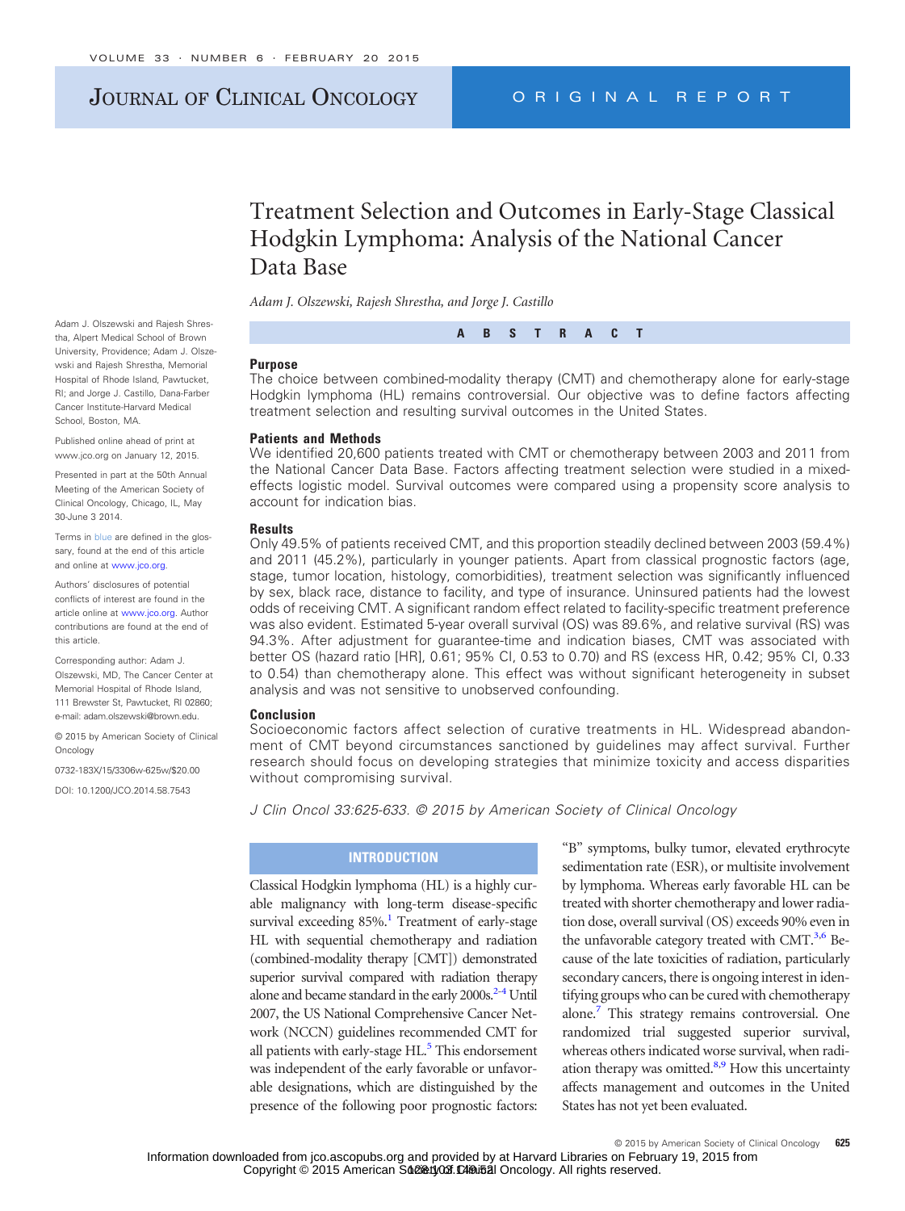# Treatment Selection and Outcomes in Early-Stage Classical Hodgkin Lymphoma: Analysis of the National Cancer Data Base

*Adam J. Olszewski, Rajesh Shrestha, and Jorge J. Castillo*

Adam J. Olszewski and Rajesh Shrestha, Alpert Medical School of Brown University, Providence; Adam J. Olszewski and Rajesh Shrestha, Memorial Hospital of Rhode Island, Pawtucket, RI; and Jorge J. Castillo, Dana-Farber Cancer Institute-Harvard Medical School, Boston, MA.

Published online ahead of print at www.jco.org on January 12, 2015.

Presented in part at the 50th Annual Meeting of the American Society of Clinical Oncology, Chicago, IL, May 30-June 3 2014.

Terms in blue are defined in the glossary, found at the end of this article and online at www.jco.org.

Authors' disclosures of potential conflicts of interest are found in the article online at www.jco.org. Author contributions are found at the end of this article.

Corresponding author: Adam J. Olszewski, MD, The Cancer Center at Memorial Hospital of Rhode Island, 111 Brewster St, Pawtucket, RI 02860; e-mail: adam.olszewski@brown.edu.

© 2015 by American Society of Clinical Oncology

0732-183X/15/3306w-625w/$20.00

DOI: 10.1200/JCO.2014.58.7543

## ABSTRACT

### Purpose

The choice between combined-modality therapy (CMT) and chemotherapy alone for early-stage Hodgkin lymphoma (HL) remains controversial. Our objective was to define factors affecting treatment selection and resulting survival outcomes in the United States.

### Patients and Methods

We identified 20,600 patients treated with CMT or chemotherapy between 2003 and 2011 from the National Cancer Data Base. Factors affecting treatment selection were studied in a mixed-effects logistic model. Survival outcomes were compared using a propensity score analysis to account for indication bias.

### Results

Only 49.5% of patients received CMT, and this proportion steadily declined between 2003 (59.4%) and 2011 (45.2%), particularly in younger patients. Apart from classical prognostic factors (age, stage, tumor location, histology, comorbidities), treatment selection was significantly influenced by sex, black race, distance to facility, and type of insurance. Uninsured patients had the lowest odds of receiving CMT. A significant random effect related to facility-specific treatment preference was also evident. Estimated 5-year overall survival (OS) was 89.6%, and relative survival (RS) was 94.3%. After adjustment for guarantee-time and indication biases, CMT was associated with better OS (hazard ratio [HR], 0.61; 95% CI, 0.53 to 0.70) and RS (excess HR, 0.42; 95% CI, 0.33 to 0.54) than chemotherapy alone. This effect was without significant heterogeneity in subset analysis and was not sensitive to unobserved confounding.

### Conclusion

Socioeconomic factors affect selection of curative treatments in HL. Widespread abandonment of CMT beyond circumstances sanctioned by guidelines may affect survival. Further research should focus on developing strategies that minimize toxicity and access disparities without compromising survival.

*J Clin Oncol 33:625-633. © 2015 by American Society of Clinical Oncology*

## INTRODUCTION

Classical Hodgkin lymphoma (HL) is a highly curable malignancy with long-term disease-specific survival exceeding 85%.[1] Treatment of early-stage HL with sequential chemotherapy and radiation (combined-modality therapy [CMT]) demonstrated superior survival compared with radiation therapy alone and became standard in the early 2000s.[2-4] Until 2007, the US National Comprehensive Cancer Network (NCCN) guidelines recommended CMT for all patients with early-stage HL.[5] This endorsement was independent of the early favorable or unfavorable designations, which are distinguished by the presence of the following poor prognostic factors: "B" symptoms, bulky tumor, elevated erythrocyte sedimentation rate (ESR), or multisite involvement by lymphoma. Whereas early favorable HL can be treated with shorter chemotherapy and lower radiation dose, overall survival (OS) exceeds 90% even in the unfavorable category treated with CMT.[3,6] Because of the late toxicities of radiation, particularly secondary cancers, there is ongoing interest in identifying groups who can be cured with chemotherapy alone.[7] This strategy remains controversial. One randomized trial suggested superior survival, whereas others indicated worse survival, when radiation therapy was omitted.[8,9] How this uncertainty affects management and outcomes in the United States has not yet been evaluated.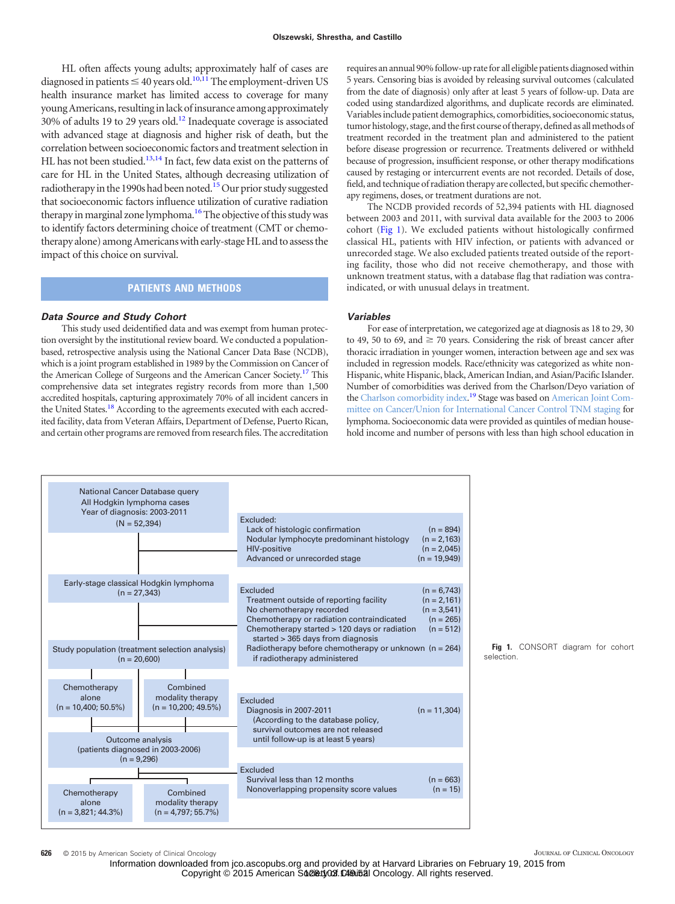HL often affects young adults; approximately half of cases are diagnosed in patients ≤ 40 years old.[10,11] The employment-driven US health insurance market has limited access to coverage for many young Americans, resulting in lack of insurance among approximately 30% of adults 19 to 29 years old.[12] Inadequate coverage is associated with advanced stage at diagnosis and higher risk of death, but the correlation between socioeconomic factors and treatment selection in HL has not been studied.[13,14] In fact, few data exist on the patterns of care for HL in the United States, although decreasing utilization of radiotherapy in the 1990s had been noted.[15] Our prior study suggested that socioeconomic factors influence utilization of curative radiation therapy in marginal zone lymphoma.[16] The objective of this study was to identify factors determining choice of treatment (CMT or chemotherapy alone) among Americans with early-stage HL and to assess the impact of this choice on survival.

## PATIENTS AND METHODS

### Data Source and Study Cohort

This study used deidentified data and was exempt from human protection oversight by the institutional review board. We conducted a population-based, retrospective analysis using the National Cancer Data Base (NCDB), which is a joint program established in 1989 by the Commission on Cancer of the American College of Surgeons and the American Cancer Society.[17] This comprehensive data set integrates registry records from more than 1,500 accredited hospitals, capturing approximately 70% of all incident cancers in the United States.[18] According to the agreements executed with each accredited facility, data from Veteran Affairs, Department of Defense, Puerto Rican, and certain other programs are removed from research files. The accreditation requires an annual 90% follow-up rate for all eligible patients diagnosed within 5 years. Censoring bias is avoided by releasing survival outcomes (calculated from the date of diagnosis) only after at least 5 years of follow-up. Data are coded using standardized algorithms, and duplicate records are eliminated. Variables include patient demographics, comorbidities, socioeconomic status, tumor histology, stage, and the first course of therapy, defined as all methods of treatment recorded in the treatment plan and administered to the patient before disease progression or recurrence. Treatments delivered or withheld because of progression, insufficient response, or other therapy modifications caused by restaging or intercurrent events are not recorded. Details of dose, field, and technique of radiation therapy are collected, but specific chemotherapy regimens, doses, or treatment durations are not.

The NCDB provided records of 52,394 patients with HL diagnosed between 2003 and 2011, with survival data available for the 2003 to 2006 cohort (Fig 1). We excluded patients without histologically confirmed classical HL, patients with HIV infection, or patients with advanced or unrecorded stage. We also excluded patients treated outside of the reporting facility, those who did not receive chemotherapy, and those with unknown treatment status, with a database flag that radiation was contraindicated, or with unusual delays in treatment.

### Variables

For ease of interpretation, we categorized age at diagnosis as 18 to 29, 30 to 49, 50 to 69, and ≥ 70 years. Considering the risk of breast cancer after thoracic irradiation in younger women, interaction between age and sex was included in regression models. Race/ethnicity was categorized as white non-Hispanic, white Hispanic, black, American Indian, and Asian/Pacific Islander. Number of comorbidities was derived from the Charlson/Deyo variation of the Charlson comorbidity index.[19] Stage was based on American Joint Committee on Cancer/Union for International Cancer Control TNM staging for lymphoma. Socioeconomic data were provided as quintiles of median household income and number of persons with less than high school education in

National Cancer Database query
All Hodgkin lymphoma cases
Year of diagnosis: 2003-2011
(N = 52,394)

Excluded:
Lack of histologic confirmation (n = 894)
Nodular lymphocyte predominant histology (n = 2,163)
HIV-positive (n = 2,045)
Advanced or unrecorded stage (n = 19,949)

Early-stage classical Hodgkin lymphoma
(n = 27,343)

Excluded (n = 6,743)
Treatment outside of reporting facility (n = 2,161)
No chemotherapy recorded (n = 3,541)
Chemotherapy or radiation contraindicated (n = 265)
Chemotherapy started > 120 days or radiation started > 365 days from diagnosis (n = 512)
Radiotherapy before chemotherapy or unknown if radiotherapy administered (n = 264)

Study population (treatment selection analysis)
(n = 20,600)

Chemotherapy alone
(n = 10,400; 50.5%)

Combined modality therapy
(n = 10,200; 49.5%)

Excluded
Diagnosis in 2007-2011 (n = 11,304)
(According to the database policy, survival outcomes are not released until follow-up is at least 5 years)

Outcome analysis
(patients diagnosed in 2003-2006)
(n = 9,296)

Excluded
Survival less than 12 months (n = 663)
Nonoverlapping propensity score values (n = 15)

Chemotherapy alone
(n = 3,821; 44.3%)

Combined modality therapy
(n = 4,797; 55.7%)

**Fig 1.** CONSORT diagram for cohort selection.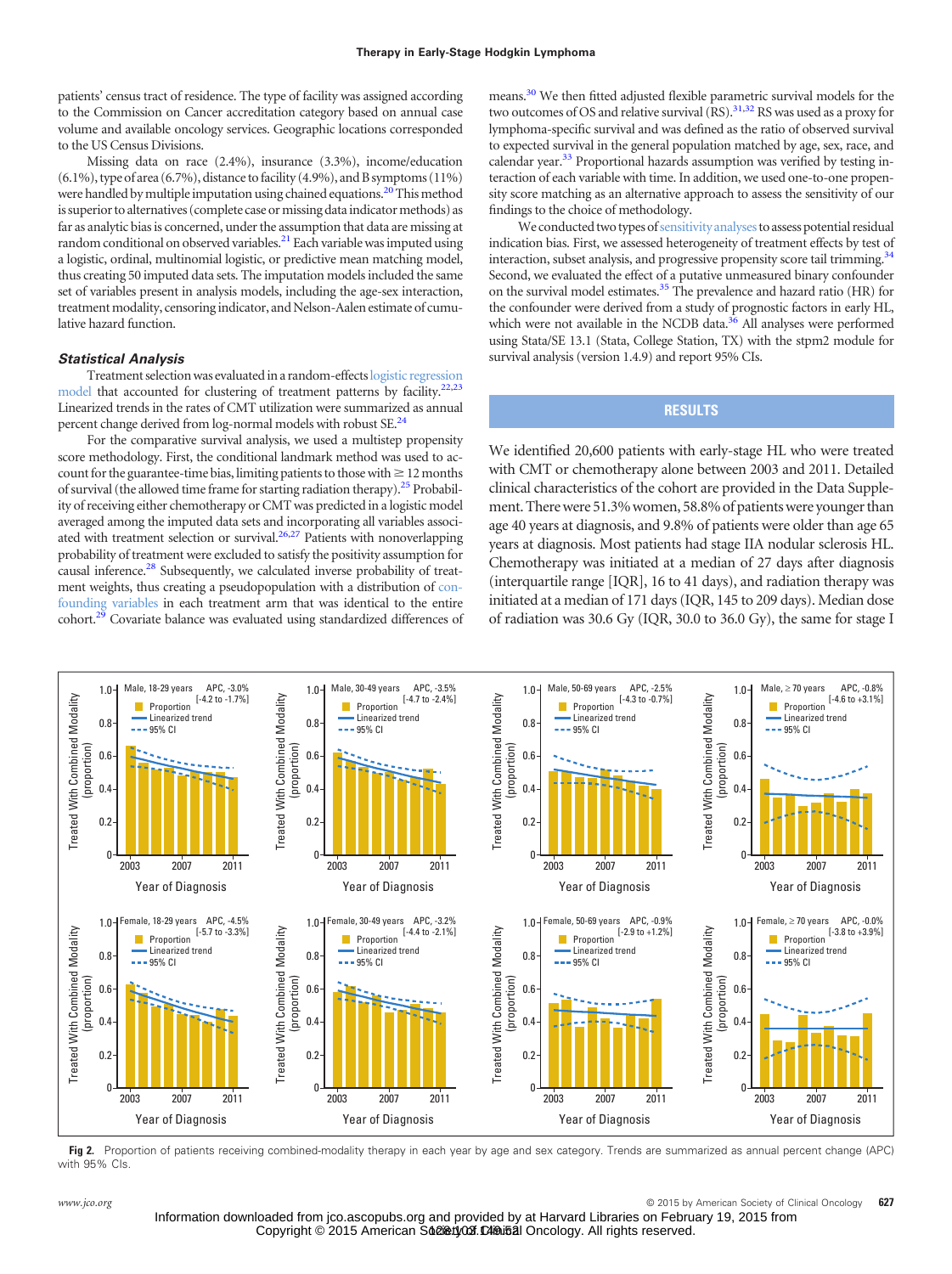patients' census tract of residence. The type of facility was assigned according to the Commission on Cancer accreditation category based on annual case volume and available oncology services. Geographic locations corresponded to the US Census Divisions.

Missing data on race (2.4%), insurance (3.3%), income/education (6.1%), type of area (6.7%), distance to facility (4.9%), and B symptoms (11%) were handled by multiple imputation using chained equations.[20] This method is superior to alternatives (complete case or missing data indicator methods) as far as analytic bias is concerned, under the assumption that data are missing at random conditional on observed variables.[21] Each variable was imputed using a logistic, ordinal, multinomial logistic, or predictive mean matching model, thus creating 50 imputed data sets. The imputation models included the same set of variables present in analysis models, including the age-sex interaction, treatment modality, censoring indicator, and Nelson-Aalen estimate of cumulative hazard function.

### Statistical Analysis

Treatment selection was evaluated in a random-effects logistic regression model that accounted for clustering of treatment patterns by facility.[22,23] Linearized trends in the rates of CMT utilization were summarized as annual percent change derived from log-normal models with robust SE.[24]

For the comparative survival analysis, we used a multistep propensity score methodology. First, the conditional landmark method was used to account for the guarantee-time bias, limiting patients to those with ≥ 12 months of survival (the allowed time frame for starting radiation therapy).[25] Probability of receiving either chemotherapy or CMT was predicted in a logistic model averaged among the imputed data sets and incorporating all variables associated with treatment selection or survival.[26,27] Patients with nonoverlapping probability of treatment were excluded to satisfy the positivity assumption for causal inference.[28] Subsequently, we calculated inverse probability of treatment weights, thus creating a pseudopopulation with a distribution of confounding variables in each treatment arm that was identical to the entire cohort.[29] Covariate balance was evaluated using standardized differences of means.[30] We then fitted adjusted flexible parametric survival models for the two outcomes of OS and relative survival (RS).[31,32] RS was used as a proxy for lymphoma-specific survival and was defined as the ratio of observed survival to expected survival in the general population matched by age, sex, race, and calendar year.[33] Proportional hazards assumption was verified by testing interaction of each variable with time. In addition, we used one-to-one propensity score matching as an alternative approach to assess the sensitivity of our findings to the choice of methodology.

We conducted two types of sensitivity analyses to assess potential residual indication bias. First, we assessed heterogeneity of treatment effects by test of interaction, subset analysis, and progressive propensity score tail trimming.[34] Second, we evaluated the effect of a putative unmeasured binary confounder on the survival model estimates.[35] The prevalence and hazard ratio (HR) for the confounder were derived from a study of prognostic factors in early HL, which were not available in the NCDB data.[36] All analyses were performed using Stata/SE 13.1 (Stata, College Station, TX) with the stpm2 module for survival analysis (version 1.4.9) and report 95% CIs.

## RESULTS

We identified 20,600 patients with early-stage HL who were treated with CMT or chemotherapy alone between 2003 and 2011. Detailed clinical characteristics of the cohort are provided in the Data Supplement. There were 51.3% women, 58.8% of patients were younger than age 40 years at diagnosis, and 9.8% of patients were older than age 65 years at diagnosis. Most patients had stage IIA nodular sclerosis HL. Chemotherapy was initiated at a median of 27 days after diagnosis (interquartile range [IQR], 16 to 41 days), and radiation therapy was initiated at a median of 171 days (IQR, 145 to 209 days). Median dose of radiation was 30.6 Gy (IQR, 30.0 to 36.0 Gy), the same for stage I

Male, 18-29 years APC, -3.0% [-4.2 to -1.7%]
Male, 30-49 years APC, -3.5% [-4.7 to -2.4%]
Male, 50-69 years APC, -2.5% [-4.3 to -0.7%]
Male, ≥ 70 years APC, -0.8% [-4.6 to +3.1%]
Female, 18-29 years APC, -4.5% [-5.7 to -3.3%]
Female, 30-49 years APC, -3.2% [-4.4 to -2.1%]
Female, 50-69 years APC, -0.9% [-2.9 to +1.2%]
Female, ≥ 70 years APC, -0.0% [-3.8 to +3.9%]

Proportion
Linearized trend
95% CI

Treated With Combined Modality (proportion)
Year of Diagnosis
2003 2007 2011

**Fig 2.** Proportion of patients receiving combined-modality therapy in each year by age and sex category. Trends are summarized as annual percent change (APC) with 95% CIs.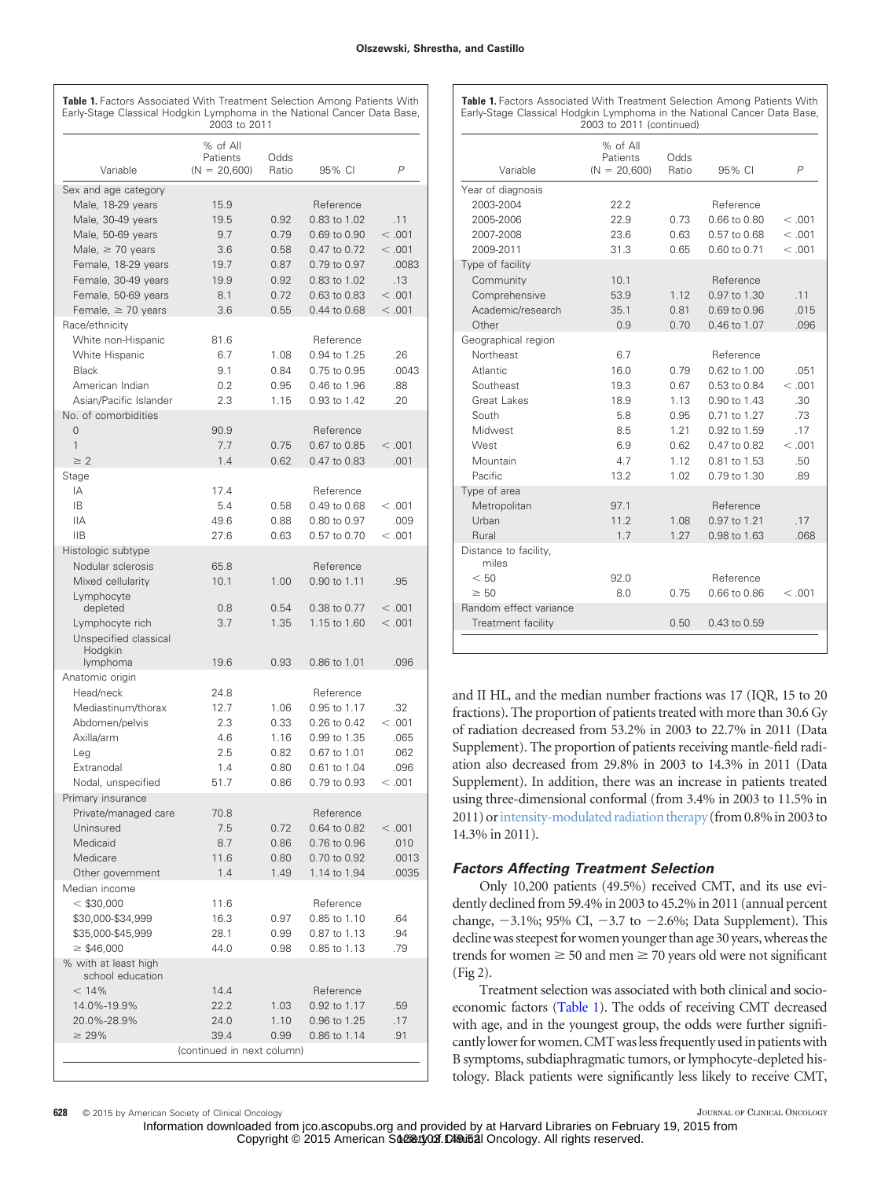**Table 1.** Factors Associated With Treatment Selection Among Patients With Early-Stage Classical Hodgkin Lymphoma in the National Cancer Data Base, 2003 to 2011

| Variable | % of All Patients (N = 20,600) | Odds Ratio | 95% CI | P |
|---|---|---|---|---|
| Sex and age category | | | | |
| Male, 18-29 years | 15.9 | | Reference | |
| Male, 30-49 years | 19.5 | 0.92 | 0.83 to 1.02 | .11 |
| Male, 50-69 years | 9.7 | 0.79 | 0.69 to 0.90 | < .001 |
| Male, ≥ 70 years | 3.6 | 0.58 | 0.47 to 0.72 | < .001 |
| Female, 18-29 years | 19.7 | 0.87 | 0.79 to 0.97 | .0083 |
| Female, 30-49 years | 19.9 | 0.92 | 0.83 to 1.02 | .13 |
| Female, 50-69 years | 8.1 | 0.72 | 0.63 to 0.83 | < .001 |
| Female, ≥ 70 years | 3.6 | 0.55 | 0.44 to 0.68 | < .001 |
| Race/ethnicity | | | | |
| White non-Hispanic | 81.6 | | Reference | |
| White Hispanic | 6.7 | 1.08 | 0.94 to 1.25 | .26 |
| Black | 9.1 | 0.84 | 0.75 to 0.95 | .0043 |
| American Indian | 0.2 | 0.95 | 0.46 to 1.96 | .88 |
| Asian/Pacific Islander | 2.3 | 1.15 | 0.93 to 1.42 | .20 |
| No. of comorbidities | | | | |
| 0 | 90.9 | | Reference | |
| 1 | 7.7 | 0.75 | 0.67 to 0.85 | < .001 |
| ≥ 2 | 1.4 | 0.62 | 0.47 to 0.83 | .001 |
| Stage | | | | |
| IA | 17.4 | | Reference | |
| IB | 5.4 | 0.58 | 0.49 to 0.68 | < .001 |
| IIA | 49.6 | 0.88 | 0.80 to 0.97 | .009 |
| IIB | 27.6 | 0.63 | 0.57 to 0.70 | < .001 |
| Histologic subtype | | | | |
| Nodular sclerosis | 65.8 | | Reference | |
| Mixed cellularity | 10.1 | 1.00 | 0.90 to 1.11 | .95 |
| Lymphocyte depleted | 0.8 | 0.54 | 0.38 to 0.77 | < .001 |
| Lymphocyte rich | 3.7 | 1.35 | 1.15 to 1.60 | < .001 |
| Unspecified classical Hodgkin lymphoma | 19.6 | 0.93 | 0.86 to 1.01 | .096 |
| Anatomic origin | | | | |
| Head/neck | 24.8 | | Reference | |
| Mediastinum/thorax | 12.7 | 1.06 | 0.95 to 1.17 | .32 |
| Abdomen/pelvis | 2.3 | 0.33 | 0.26 to 0.42 | < .001 |
| Axilla/arm | 4.6 | 1.16 | 0.99 to 1.35 | .065 |
| Leg | 2.5 | 0.82 | 0.67 to 1.01 | .062 |
| Extranodal | 1.4 | 0.80 | 0.61 to 1.04 | .096 |
| Nodal, unspecified | 51.7 | 0.86 | 0.79 to 0.93 | < .001 |
| Primary insurance | | | | |
| Private/managed care | 70.8 | | Reference | |
| Uninsured | 7.5 | 0.72 | 0.64 to 0.82 | < .001 |
| Medicaid | 8.7 | 0.86 | 0.76 to 0.96 | .010 |
| Medicare | 11.6 | 0.80 | 0.70 to 0.92 | .0013 |
| Other government | 1.4 | 1.49 | 1.14 to 1.94 | .0035 |
| Median income | | | | |
| < $30,000 | 11.6 | | Reference | |
| $30,000-$34,999 | 16.3 | 0.97 | 0.85 to 1.10 | .64 |
| $35,000-$45,999 | 28.1 | 0.99 | 0.87 to 1.13 | .94 |
| ≥ $46,000 | 44.0 | 0.98 | 0.85 to 1.13 | .79 |
| % with at least high school education | | | | |
| < 14% | 14.4 | | Reference | |
| 14.0%-19.9% | 22.2 | 1.03 | 0.92 to 1.17 | .59 |
| 20.0%-28.9% | 24.0 | 1.10 | 0.96 to 1.25 | .17 |
| ≥ 29% | 39.4 | 0.99 | 0.86 to 1.14 | .91 |
| Year of diagnosis | | | | |
| 2003-2004 | 22.2 | | Reference | |
| 2005-2006 | 22.9 | 0.73 | 0.66 to 0.80 | < .001 |
| 2007-2008 | 23.6 | 0.63 | 0.57 to 0.68 | < .001 |
| 2009-2011 | 31.3 | 0.65 | 0.60 to 0.71 | < .001 |
| Type of facility | | | | |
| Community | 10.1 | | Reference | |
| Comprehensive | 53.9 | 1.12 | 0.97 to 1.30 | .11 |
| Academic/research | 35.1 | 0.81 | 0.69 to 0.96 | .015 |
| Other | 0.9 | 0.70 | 0.46 to 1.07 | .096 |
| Geographical region | | | | |
| Northeast | 6.7 | | Reference | |
| Atlantic | 16.0 | 0.79 | 0.62 to 1.00 | .051 |
| Southeast | 19.3 | 0.67 | 0.53 to 0.84 | < .001 |
| Great Lakes | 18.9 | 1.13 | 0.90 to 1.43 | .30 |
| South | 5.8 | 0.95 | 0.71 to 1.27 | .73 |
| Midwest | 8.5 | 1.21 | 0.92 to 1.59 | .17 |
| West | 6.9 | 0.62 | 0.47 to 0.82 | < .001 |
| Mountain | 4.7 | 1.12 | 0.81 to 1.53 | .50 |
| Pacific | 13.2 | 1.02 | 0.79 to 1.30 | .89 |
| Type of area | | | | |
| Metropolitan | 97.1 | | Reference | |
| Urban | 11.2 | 1.08 | 0.97 to 1.21 | .17 |
| Rural | 1.7 | 1.27 | 0.98 to 1.63 | .068 |
| Distance to facility, miles | | | | |
| < 50 | 92.0 | | Reference | |
| ≥ 50 | 8.0 | 0.75 | 0.66 to 0.86 | < .001 |
| Random effect variance | | | | |
| Treatment facility | | 0.50 | 0.43 to 0.59 | |

and II HL, and the median number fractions was 17 (IQR, 15 to 20 fractions). The proportion of patients treated with more than 30.6 Gy of radiation decreased from 53.2% in 2003 to 22.7% in 2011 (Data Supplement). The proportion of patients receiving mantle-field radiation also decreased from 29.8% in 2003 to 14.3% in 2011 (Data Supplement). In addition, there was an increase in patients treated using three-dimensional conformal (from 3.4% in 2003 to 11.5% in 2011) or intensity-modulated radiation therapy (from 0.8% in 2003 to 14.3% in 2011).

### *Factors Affecting Treatment Selection*

Only 10,200 patients (49.5%) received CMT, and its use evidently declined from 59.4% in 2003 to 45.2% in 2011 (annual percent change, −3.1%; 95% CI, −3.7 to −2.6%; Data Supplement). This decline was steepest for women younger than age 30 years, whereas the trends for women ≥ 50 and men ≥ 70 years old were not significant (Fig 2).

Treatment selection was associated with both clinical and socioeconomic factors (Table 1). The odds of receiving CMT decreased with age, and in the youngest group, the odds were further significantly lower for women. CMT was less frequently used in patients with B symptoms, subdiaphragmatic tumors, or lymphocyte-depleted histology. Black patients were significantly less likely to receive CMT,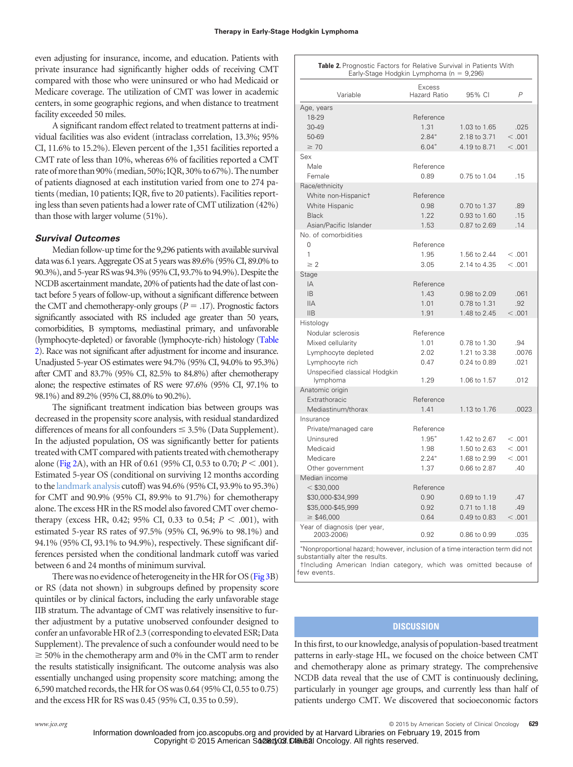even adjusting for insurance, income, and education. Patients with private insurance had significantly higher odds of receiving CMT compared with those who were uninsured or who had Medicaid or Medicare coverage. The utilization of CMT was lower in academic centers, in some geographic regions, and when distance to treatment facility exceeded 50 miles.

A significant random effect related to treatment patterns at individual facilities was also evident (intraclass correlation, 13.3%; 95% CI, 11.6% to 15.2%). Eleven percent of the 1,351 facilities reported a CMT rate of less than 10%, whereas 6% of facilities reported a CMT rate of more than 90% (median, 50%; IQR, 30% to 67%). The number of patients diagnosed at each institution varied from one to 274 patients (median, 10 patients; IQR, five to 20 patients). Facilities reporting less than seven patients had a lower rate of CMT utilization (42%) than those with larger volume (51%).

### *Survival Outcomes*

Median follow-up time for the 9,296 patients with available survival data was 6.1 years. Aggregate OS at 5 years was 89.6% (95% CI, 89.0% to 90.3%), and 5-year RS was 94.3% (95% CI, 93.7% to 94.9%). Despite the NCDB ascertainment mandate, 20% of patients had the date of last contact before 5 years of follow-up, without a significant difference between the CMT and chemotherapy-only groups ($P = .17$). Prognostic factors significantly associated with RS included age greater than 50 years, comorbidities, B symptoms, mediastinal primary, and unfavorable (lymphocyte-depleted) or favorable (lymphocyte-rich) histology (Table 2). Race was not significant after adjustment for income and insurance. Unadjusted 5-year OS estimates were 94.7% (95% CI, 94.0% to 95.3%) after CMT and 83.7% (95% CI, 82.5% to 84.8%) after chemotherapy alone; the respective estimates of RS were 97.6% (95% CI, 97.1% to 98.1%) and 89.2% (95% CI, 88.0% to 90.2%).

The significant treatment indication bias between groups was decreased in the propensity score analysis, with residual standardized differences of means for all confounders ≤ 3.5% (Data Supplement). In the adjusted population, OS was significantly better for patients treated with CMT compared with patients treated with chemotherapy alone (Fig 2A), with an HR of 0.61 (95% CI, 0.53 to 0.70; $P < .001$). Estimated 5-year OS (conditional on surviving 12 months according to the landmark analysis cutoff) was 94.6% (95% CI, 93.9% to 95.3%) for CMT and 90.9% (95% CI, 89.9% to 91.7%) for chemotherapy alone. The excess HR in the RS model also favored CMT over chemotherapy (excess HR, 0.42; 95% CI, 0.33 to 0.54; $P < .001$), with estimated 5-year RS rates of 97.5% (95% CI, 96.9% to 98.1%) and 94.1% (95% CI, 93.1% to 94.9%), respectively. These significant differences persisted when the conditional landmark cutoff was varied between 6 and 24 months of minimum survival.

There was no evidence of heterogeneity in the HR for OS (Fig 3B) or RS (data not shown) in subgroups defined by propensity score quintiles or by clinical factors, including the early unfavorable stage IIB stratum. The advantage of CMT was relatively insensitive to further adjustment by a putative unobserved confounder designed to confer an unfavorable HR of 2.3 (corresponding to elevated ESR; Data Supplement). The prevalence of such a confounder would need to be ≥ 50% in the chemotherapy arm and 0% in the CMT arm to render the results statistically insignificant. The outcome analysis was also essentially unchanged using propensity score matching; among the 6,590 matched records, the HR for OS was 0.64 (95% CI, 0.55 to 0.75) and the excess HR for RS was 0.45 (95% CI, 0.35 to 0.59).

**Table 2.** Prognostic Factors for Relative Survival in Patients With Early-Stage Hodgkin Lymphoma (n = 9,296)

| Variable | Excess Hazard Ratio | 95% CI | P |
|---|---|---|---|
| Age, years | | | |
| 18-29 | Reference | | |
| 30-49 | 1.31 | 1.03 to 1.65 | .025 |
| 50-69 | 2.84* | 2.18 to 3.71 | < .001 |
| ≥ 70 | 6.04* | 4.19 to 8.71 | < .001 |
| Sex | | | |
| Male | Reference | | |
| Female | 0.89 | 0.75 to 1.04 | .15 |
| Race/ethnicity | | | |
| White non-Hispanic† | Reference | | |
| White Hispanic | 0.98 | 0.70 to 1.37 | .89 |
| Black | 1.22 | 0.93 to 1.60 | .15 |
| Asian/Pacific Islander | 1.53 | 0.87 to 2.69 | .14 |
| No. of comorbidities | | | |
| 0 | Reference | | |
| 1 | 1.95 | 1.56 to 2.44 | < .001 |
| ≥ 2 | 3.05 | 2.14 to 4.35 | < .001 |
| Stage | | | |
| IA | Reference | | |
| IB | 1.43 | 0.98 to 2.09 | .061 |
| IIA | 1.01 | 0.78 to 1.31 | .92 |
| IIB | 1.91 | 1.48 to 2.45 | < .001 |
| Histology | | | |
| Nodular sclerosis | Reference | | |
| Mixed cellularity | 1.01 | 0.78 to 1.30 | .94 |
| Lymphocyte depleted | 2.02 | 1.21 to 3.38 | .0076 |
| Lymphocyte rich | 0.47 | 0.24 to 0.89 | .021 |
| Unspecified classical Hodgkin lymphoma | 1.29 | 1.06 to 1.57 | .012 |
| Anatomic origin | | | |
| Extrathoracic | Reference | | |
| Mediastinum/thorax | 1.41 | 1.13 to 1.76 | .0023 |
| Insurance | | | |
| Private/managed care | Reference | | |
| Uninsured | 1.95* | 1.42 to 2.67 | < .001 |
| Medicaid | 1.98 | 1.50 to 2.63 | < .001 |
| Medicare | 2.24* | 1.68 to 2.99 | < .001 |
| Other government | 1.37 | 0.66 to 2.87 | .40 |
| Median income | | | |
| < $30,000 | Reference | | |
| $30,000-$34,999 | 0.90 | 0.69 to 1.19 | .47 |
| $35,000-$45,999 | 0.92 | 0.71 to 1.18 | .49 |
| ≥ $46,000 | 0.64 | 0.49 to 0.83 | < .001 |
| Year of diagnosis (per year, 2003-2006) | 0.92 | 0.86 to 0.99 | .035 |

*Nonproportional hazard; however, inclusion of a time interaction term did not substantially alter the results.
†Including American Indian category, which was omitted because of few events.

## DISCUSSION

In this first, to our knowledge, analysis of population-based treatment patterns in early-stage HL, we focused on the choice between CMT and chemotherapy alone as primary strategy. The comprehensive NCDB data reveal that the use of CMT is continuously declining, particularly in younger age groups, and currently less than half of patients undergo CMT. We discovered that socioeconomic factors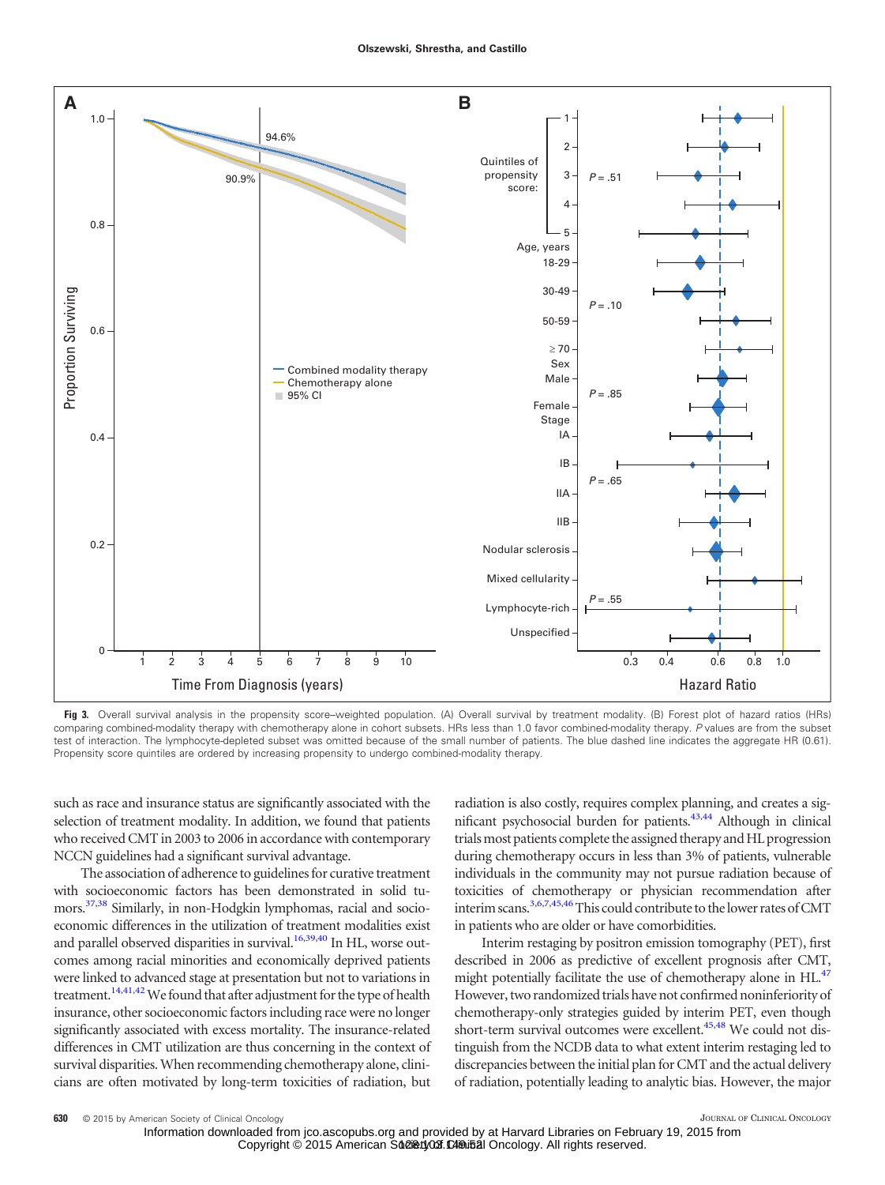A

1.0
0.8
0.6
0.4
0.2
0

Proportion Surviving

94.6%
90.9%

Combined modality therapy
Chemotherapy alone
95% CI

1 2 3 4 5 6 7 8 9 10

Time From Diagnosis (years)

B

Quintiles of propensity score:
1
2
3 P = .51
4
5

Age, years
18-29
30-49 P = .10
50-59
≥ 70

Sex
Male P = .85
Female

Stage
IA
IB P = .65
IIA
IIB

Nodular sclerosis
Mixed cellularity
Lymphocyte-rich P = .55
Unspecified

0.3 0.4 0.6 0.8 1.0

Hazard Ratio

**Fig 3.** Overall survival analysis in the propensity score–weighted population. (A) Overall survival by treatment modality. (B) Forest plot of hazard ratios (HRs) comparing combined-modality therapy with chemotherapy alone in cohort subsets. HRs less than 1.0 favor combined-modality therapy. *P* values are from the subset test of interaction. The lymphocyte-depleted subset was omitted because of the small number of patients. The blue dashed line indicates the aggregate HR (0.61). Propensity score quintiles are ordered by increasing propensity to undergo combined-modality therapy.

such as race and insurance status are significantly associated with the selection of treatment modality. In addition, we found that patients who received CMT in 2003 to 2006 in accordance with contemporary NCCN guidelines had a significant survival advantage.

The association of adherence to guidelines for curative treatment with socioeconomic factors has been demonstrated in solid tumors.[37,38] Similarly, in non-Hodgkin lymphomas, racial and socioeconomic differences in the utilization of treatment modalities exist and parallel observed disparities in survival.[16,39,40] In HL, worse outcomes among racial minorities and economically deprived patients were linked to advanced stage at presentation but not to variations in treatment.[14,41,42] We found that after adjustment for the type of health insurance, other socioeconomic factors including race were no longer significantly associated with excess mortality. The insurance-related differences in CMT utilization are thus concerning in the context of survival disparities. When recommending chemotherapy alone, clinicians are often motivated by long-term toxicities of radiation, but radiation is also costly, requires complex planning, and creates a significant psychosocial burden for patients.[43,44] Although in clinical trials most patients complete the assigned therapy and HL progression during chemotherapy occurs in less than 3% of patients, vulnerable individuals in the community may not pursue radiation because of toxicities of chemotherapy or physician recommendation after interim scans.[3,6,7,45,46] This could contribute to the lower rates of CMT in patients who are older or have comorbidities.

Interim restaging by positron emission tomography (PET), first described in 2006 as predictive of excellent prognosis after CMT, might potentially facilitate the use of chemotherapy alone in HL.[47] However, two randomized trials have not confirmed noninferiority of chemotherapy-only strategies guided by interim PET, even though short-term survival outcomes were excellent.[45,48] We could not distinguish from the NCDB data to what extent interim restaging led to discrepancies between the initial plan for CMT and the actual delivery of radiation, potentially leading to analytic bias. However, the major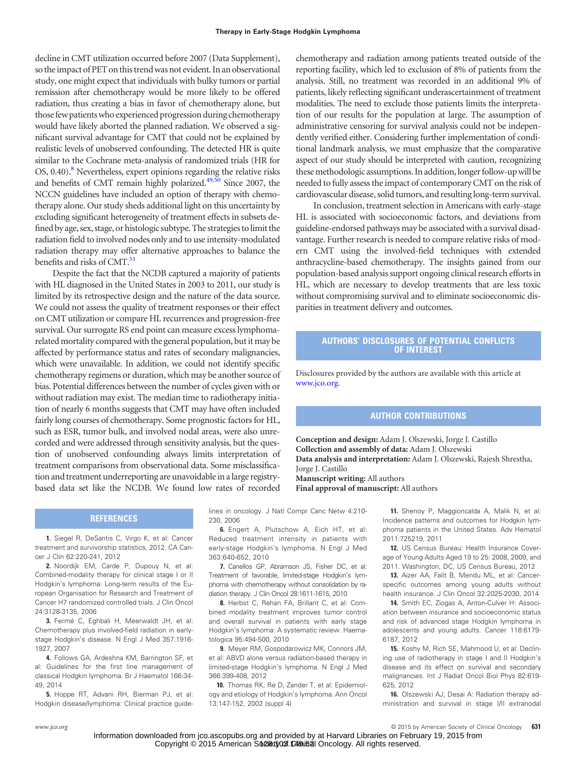decline in CMT utilization occurred before 2007 (Data Supplement), so the impact of PET on this trend was not evident. In an observational study, one might expect that individuals with bulky tumors or partial remission after chemotherapy would be more likely to be offered radiation, thus creating a bias in favor of chemotherapy alone, but those few patients who experienced progression during chemotherapy would have likely aborted the planned radiation. We observed a significant survival advantage for CMT that could not be explained by realistic levels of unobserved confounding. The detected HR is quite similar to the Cochrane meta-analysis of randomized trials (HR for OS, 0.40).[8] Nevertheless, expert opinions regarding the relative risks and benefits of CMT remain highly polarized.[49,50] Since 2007, the NCCN guidelines have included an option of therapy with chemotherapy alone. Our study sheds additional light on this uncertainty by excluding significant heterogeneity of treatment effects in subsets defined by age, sex, stage, or histologic subtype. The strategies to limit the radiation field to involved nodes only and to use intensity-modulated radiation therapy may offer alternative approaches to balance the benefits and risks of CMT.[51]

Despite the fact that the NCDB captured a majority of patients with HL diagnosed in the United States in 2003 to 2011, our study is limited by its retrospective design and the nature of the data source. We could not assess the quality of treatment responses or their effect on CMT utilization or compare HL recurrences and progression-free survival. Our surrogate RS end point can measure excess lymphoma-related mortality compared with the general population, but it may be affected by performance status and rates of secondary malignancies, which were unavailable. In addition, we could not identify specific chemotherapy regimens or duration, which may be another source of bias. Potential differences between the number of cycles given with or without radiation may exist. The median time to radiotherapy initiation of nearly 6 months suggests that CMT may have often included fairly long courses of chemotherapy. Some prognostic factors for HL, such as ESR, tumor bulk, and involved nodal areas, were also unrecorded and were addressed through sensitivity analysis, but the question of unobserved confounding always limits interpretation of treatment comparisons from observational data. Some misclassification and treatment underreporting are unavoidable in a large registry-based data set like the NCDB. We found low rates of recorded chemotherapy and radiation among patients treated outside of the reporting facility, which led to exclusion of 8% of patients from the analysis. Still, no treatment was recorded in an additional 9% of patients, likely reflecting significant underascertainment of treatment modalities. The need to exclude those patients limits the interpretation of our results for the population at large. The assumption of administrative censoring for survival analysis could not be independently verified either. Considering further implementation of conditional landmark analysis, we must emphasize that the comparative aspect of our study should be interpreted with caution, recognizing these methodologic assumptions. In addition, longer follow-up will be needed to fully assess the impact of contemporary CMT on the risk of cardiovascular disease, solid tumors, and resulting long-term survival.

In conclusion, treatment selection in Americans with early-stage HL is associated with socioeconomic factors, and deviations from guideline-endorsed pathways may be associated with a survival disadvantage. Further research is needed to compare relative risks of modern CMT using the involved-field techniques with extended anthracycline-based chemotherapy. The insights gained from our population-based analysis support ongoing clinical research efforts in HL, which are necessary to develop treatments that are less toxic without compromising survival and to eliminate socioeconomic disparities in treatment delivery and outcomes.

## AUTHORS' DISCLOSURES OF POTENTIAL CONFLICTS OF INTEREST

Disclosures provided by the authors are available with this article at www.jco.org.

## AUTHOR CONTRIBUTIONS

**Conception and design:** Adam J. Olszewski, Jorge J. Castillo
**Collection and assembly of data:** Adam J. Olszewski
**Data analysis and interpretation:** Adam J. Olszewski, Rajesh Shrestha, Jorge J. Castillo
**Manuscript writing:** All authors
**Final approval of manuscript:** All authors

## REFERENCES

1. Siegel R, DeSantis C, Virgo K, et al: Cancer treatment and survivorship statistics, 2012. CA Cancer J Clin 62:220-241, 2012

2. Noordijk EM, Carde P, Dupouy N, et al: Combined-modality therapy for clinical stage I or II Hodgkin's lymphoma: Long-term results of the European Organisation for Research and Treatment of Cancer H7 randomized controlled trials. J Clin Oncol 24:3128-3135, 2006

3. Fermé C, Eghbali H, Meerwaldt JH, et al: Chemotherapy plus involved-field radiation in early-stage Hodgkin's disease. N Engl J Med 357:1916-1927, 2007

4. Follows GA, Ardeshna KM, Barrington SF, et al: Guidelines for the first line management of classical Hodgkin lymphoma. Br J Haematol 166:34-49, 2014

5. Hoppe RT, Advani RH, Bierman PJ, et al: Hodgkin disease/lymphoma: Clinical practice guidelines in oncology. J Natl Compr Canc Netw 4:210-230, 2006

6. Engert A, Plutschow A, Eich HT, et al: Reduced treatment intensity in patients with early-stage Hodgkin's lymphoma. N Engl J Med 363:640-652, 2010

7. Canellos GP, Abramson JS, Fisher DC, et al: Treatment of favorable, limited-stage Hodgkin's lymphoma with chemotherapy without consolidation by radiation therapy. J Clin Oncol 28:1611-1615, 2010

8. Herbst C, Rehan FA, Brillant C, et al: Combined modality treatment improves tumor control and overall survival in patients with early stage Hodgkin's lymphoma: A systematic review. Haematologica 95:494-500, 2010

9. Meyer RM, Gospodarowicz MK, Connors JM, et al: ABVD alone versus radiation-based therapy in limited-stage Hodgkin's lymphoma. N Engl J Med 366:399-408, 2012

10. Thomas RK, Re D, Zander T, et al: Epidemiology and etiology of Hodgkin's lymphoma. Ann Oncol 13:147-152, 2002 (suppl 4)

11. Shenoy P, Maggioncalda A, Malik N, et al: Incidence patterns and outcomes for Hodgkin lymphoma patients in the United States. Adv Hematol 2011:725219, 2011

12. US Census Bureau: Health Insurance Coverage of Young Adults Aged 19 to 25: 2008, 2009, and 2011. Washington, DC, US Census Bureau, 2012

13. Aizer AA, Falit B, Mendu ML, et al: Cancer-specific outcomes among young adults without health insurance. J Clin Oncol 32:2025-2030, 2014

14. Smith EC, Ziogas A, Anton-Culver H: Association between insurance and socioeconomic status and risk of advanced stage Hodgkin lymphoma in adolescents and young adults. Cancer 118:6179-6187, 2012

15. Koshy M, Rich SE, Mahmood U, et al: Declining use of radiotherapy in stage I and II Hodgkin's disease and its effect on survival and secondary malignancies. Int J Radiat Oncol Biol Phys 82:619-625, 2012

16. Olszewski AJ, Desai A: Radiation therapy administration and survival in stage I/II extranodal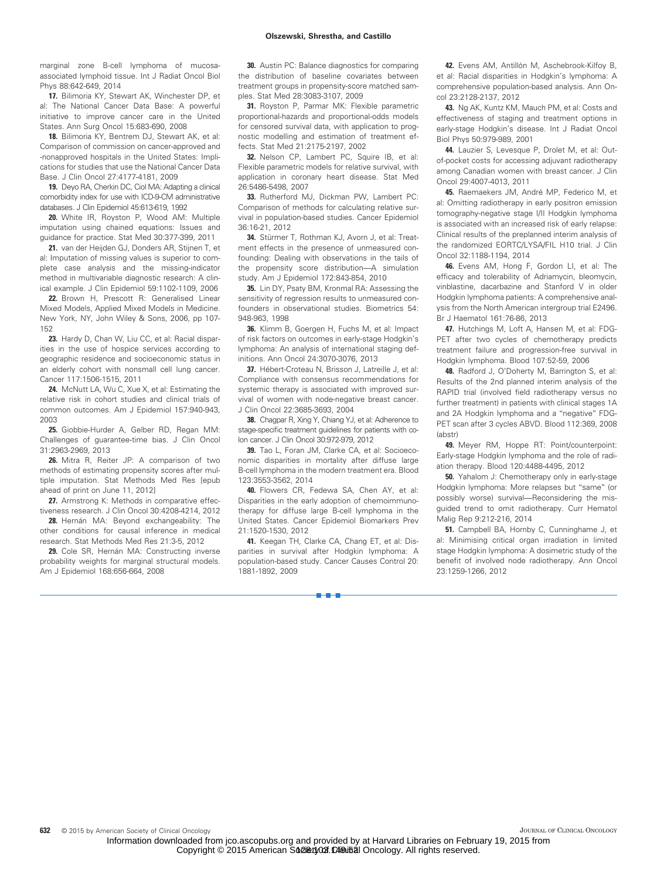marginal zone B-cell lymphoma of mucosa-associated lymphoid tissue. Int J Radiat Oncol Biol Phys 88:642-649, 2014

**17.** Bilimoria KY, Stewart AK, Winchester DP, et al: The National Cancer Data Base: A powerful initiative to improve cancer care in the United States. Ann Surg Oncol 15:683-690, 2008

**18.** Bilimoria KY, Bentrem DJ, Stewart AK, et al: Comparison of commission on cancer-approved and -nonapproved hospitals in the United States: Implications for studies that use the National Cancer Data Base. J Clin Oncol 27:4177-4181, 2009

**19.** Deyo RA, Cherkin DC, Ciol MA: Adapting a clinical comorbidity index for use with ICD-9-CM administrative databases. J Clin Epidemiol 45:613-619, 1992

**20.** White IR, Royston P, Wood AM: Multiple imputation using chained equations: Issues and guidance for practice. Stat Med 30:377-399, 2011

**21.** van der Heijden GJ, Donders AR, Stijnen T, et al: Imputation of missing values is superior to complete case analysis and the missing-indicator method in multivariable diagnostic research: A clinical example. J Clin Epidemiol 59:1102-1109, 2006

**22.** Brown H, Prescott R: Generalised Linear Mixed Models, Applied Mixed Models in Medicine. New York, NY, John Wiley & Sons, 2006, pp 107-152

**23.** Hardy D, Chan W, Liu CC, et al: Racial disparities in the use of hospice services according to geographic residence and socioeconomic status in an elderly cohort with nonsmall cell lung cancer. Cancer 117:1506-1515, 2011

**24.** McNutt LA, Wu C, Xue X, et al: Estimating the relative risk in cohort studies and clinical trials of common outcomes. Am J Epidemiol 157:940-943, 2003

**25.** Giobbie-Hurder A, Gelber RD, Regan MM: Challenges of guarantee-time bias. J Clin Oncol 31:2963-2969, 2013

**26.** Mitra R, Reiter JP: A comparison of two methods of estimating propensity scores after multiple imputation. Stat Methods Med Res [epub ahead of print on June 11, 2012]

**27.** Armstrong K: Methods in comparative effectiveness research. J Clin Oncol 30:4208-4214, 2012

**28.** Hernán MA: Beyond exchangeability: The other conditions for causal inference in medical research. Stat Methods Med Res 21:3-5, 2012

**29.** Cole SR, Hernán MA: Constructing inverse probability weights for marginal structural models. Am J Epidemiol 168:656-664, 2008

**30.** Austin PC: Balance diagnostics for comparing the distribution of baseline covariates between treatment groups in propensity-score matched samples. Stat Med 28:3083-3107, 2009

**31.** Royston P, Parmar MK: Flexible parametric proportional-hazards and proportional-odds models for censored survival data, with application to prognostic modelling and estimation of treatment effects. Stat Med 21:2175-2197, 2002

**32.** Nelson CP, Lambert PC, Squire IB, et al: Flexible parametric models for relative survival, with application in coronary heart disease. Stat Med 26:5486-5498, 2007

**33.** Rutherford MJ, Dickman PW, Lambert PC: Comparison of methods for calculating relative survival in population-based studies. Cancer Epidemiol 36:16-21, 2012

**34.** Stürmer T, Rothman KJ, Avorn J, et al: Treatment effects in the presence of unmeasured confounding: Dealing with observations in the tails of the propensity score distribution—A simulation study. Am J Epidemiol 172:843-854, 2010

**35.** Lin DY, Psaty BM, Kronmal RA: Assessing the sensitivity of regression results to unmeasured confounders in observational studies. Biometrics 54:948-963, 1998

**36.** Klimm B, Goergen H, Fuchs M, et al: Impact of risk factors on outcomes in early-stage Hodgkin's lymphoma: An analysis of international staging definitions. Ann Oncol 24:3070-3076, 2013

**37.** Hébert-Croteau N, Brisson J, Latreille J, et al: Compliance with consensus recommendations for systemic therapy is associated with improved survival of women with node-negative breast cancer. J Clin Oncol 22:3685-3693, 2004

**38.** Chagpar R, Xing Y, Chiang YJ, et al: Adherence to stage-specific treatment guidelines for patients with colon cancer. J Clin Oncol 30:972-979, 2012

**39.** Tao L, Foran JM, Clarke CA, et al: Socioeconomic disparities in mortality after diffuse large B-cell lymphoma in the modern treatment era. Blood 123:3553-3562, 2014

**40.** Flowers CR, Fedewa SA, Chen AY, et al: Disparities in the early adoption of chemoimmunotherapy for diffuse large B-cell lymphoma in the United States. Cancer Epidemiol Biomarkers Prev 21:1520-1530, 2012

**41.** Keegan TH, Clarke CA, Chang ET, et al: Disparities in survival after Hodgkin lymphoma: A population-based study. Cancer Causes Control 20:1881-1892, 2009

**42.** Evens AM, Antillón M, Aschebrook-Kilfoy B, et al: Racial disparities in Hodgkin's lymphoma: A comprehensive population-based analysis. Ann Oncol 23:2128-2137, 2012

**43.** Ng AK, Kuntz KM, Mauch PM, et al: Costs and effectiveness of staging and treatment options in early-stage Hodgkin's disease. Int J Radiat Oncol Biol Phys 50:979-989, 2001

**44.** Lauzier S, Levesque P, Drolet M, et al: Out-of-pocket costs for accessing adjuvant radiotherapy among Canadian women with breast cancer. J Clin Oncol 29:4007-4013, 2011

**45.** Raemaekers JM, André MP, Federico M, et al: Omitting radiotherapy in early positron emission tomography-negative stage I/II Hodgkin lymphoma is associated with an increased risk of early relapse: Clinical results of the preplanned interim analysis of the randomized EORTC/LYSA/FIL H10 trial. J Clin Oncol 32:1188-1194, 2014

**46.** Evens AM, Hong F, Gordon LI, et al: The efficacy and tolerability of Adriamycin, bleomycin, vinblastine, dacarbazine and Stanford V in older Hodgkin lymphoma patients: A comprehensive analysis from the North American intergroup trial E2496. Br J Haematol 161:76-86, 2013

**47.** Hutchings M, Loft A, Hansen M, et al: FDG-PET after two cycles of chemotherapy predicts treatment failure and progression-free survival in Hodgkin lymphoma. Blood 107:52-59, 2006

**48.** Radford J, O'Doherty M, Barrington S, et al: Results of the 2nd planned interim analysis of the RAPID trial (involved field radiotherapy versus no further treatment) in patients with clinical stages 1A and 2A Hodgkin lymphoma and a "negative" FDG-PET scan after 3 cycles ABVD. Blood 112:369, 2008 (abstr)

**49.** Meyer RM, Hoppe RT: Point/counterpoint: Early-stage Hodgkin lymphoma and the role of radiation therapy. Blood 120:4488-4495, 2012

**50.** Yahalom J: Chemotherapy only in early-stage Hodgkin lymphoma: More relapses but "same" (or possibly worse) survival—Reconsidering the misguided trend to omit radiotherapy. Curr Hematol Malig Rep 9:212-216, 2014

**51.** Campbell BA, Hornby C, Cunninghame J, et al: Minimising critical organ irradiation in limited stage Hodgkin lymphoma: A dosimetric study of the benefit of involved node radiotherapy. Ann Oncol 23:1259-1266, 2012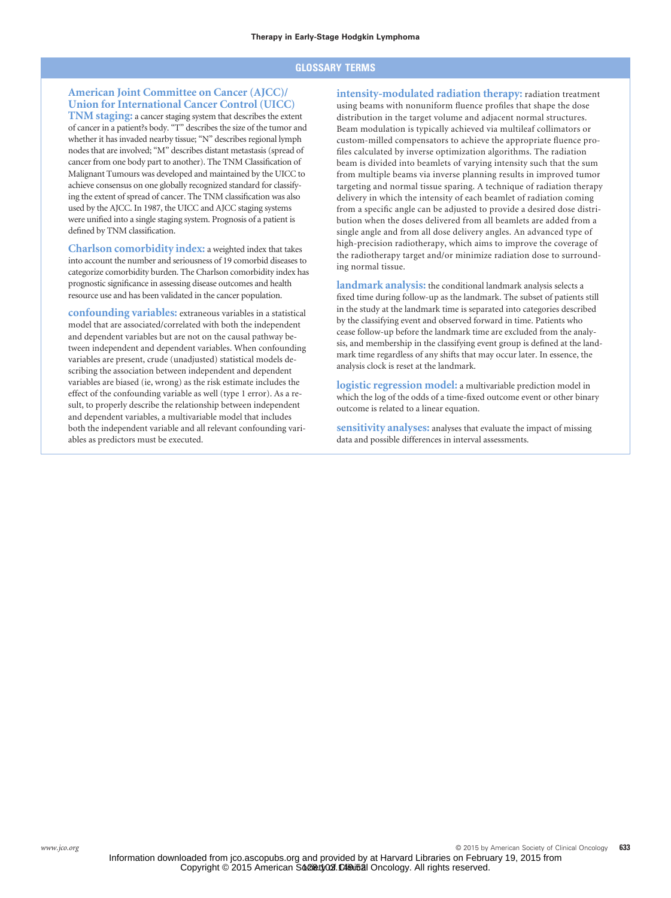## GLOSSARY TERMS

**American Joint Committee on Cancer (AJCC)/ Union for International Cancer Control (UICC) TNM staging:** a cancer staging system that describes the extent of cancer in a patient?s body. "T" describes the size of the tumor and whether it has invaded nearby tissue; "N" describes regional lymph nodes that are involved; "M" describes distant metastasis (spread of cancer from one body part to another). The TNM Classification of Malignant Tumours was developed and maintained by the UICC to achieve consensus on one globally recognized standard for classifying the extent of spread of cancer. The TNM classification was also used by the AJCC. In 1987, the UICC and AJCC staging systems were unified into a single staging system. Prognosis of a patient is defined by TNM classification.

**Charlson comorbidity index:** a weighted index that takes into account the number and seriousness of 19 comorbid diseases to categorize comorbidity burden. The Charlson comorbidity index has prognostic significance in assessing disease outcomes and health resource use and has been validated in the cancer population.

**confounding variables:** extraneous variables in a statistical model that are associated/correlated with both the independent and dependent variables but are not on the causal pathway between independent and dependent variables. When confounding variables are present, crude (unadjusted) statistical models describing the association between independent and dependent variables are biased (ie, wrong) as the risk estimate includes the effect of the confounding variable as well (type 1 error). As a result, to properly describe the relationship between independent and dependent variables, a multivariable model that includes both the independent variable and all relevant confounding variables as predictors must be executed.

**intensity-modulated radiation therapy:** radiation treatment using beams with nonuniform fluence profiles that shape the dose distribution in the target volume and adjacent normal structures. Beam modulation is typically achieved via multileaf collimators or custom-milled compensators to achieve the appropriate fluence profiles calculated by inverse optimization algorithms. The radiation beam is divided into beamlets of varying intensity such that the sum from multiple beams via inverse planning results in improved tumor targeting and normal tissue sparing. A technique of radiation therapy delivery in which the intensity of each beamlet of radiation coming from a specific angle can be adjusted to provide a desired dose distribution when the doses delivered from all beamlets are added from a single angle and from all dose delivery angles. An advanced type of high-precision radiotherapy, which aims to improve the coverage of the radiotherapy target and/or minimize radiation dose to surrounding normal tissue.

**landmark analysis:** the conditional landmark analysis selects a fixed time during follow-up as the landmark. The subset of patients still in the study at the landmark time is separated into categories described by the classifying event and observed forward in time. Patients who cease follow-up before the landmark time are excluded from the analysis, and membership in the classifying event group is defined at the landmark time regardless of any shifts that may occur later. In essence, the analysis clock is reset at the landmark.

**logistic regression model:** a multivariable prediction model in which the log of the odds of a time-fixed outcome event or other binary outcome is related to a linear equation.

**sensitivity analyses:** analyses that evaluate the impact of missing data and possible differences in interval assessments.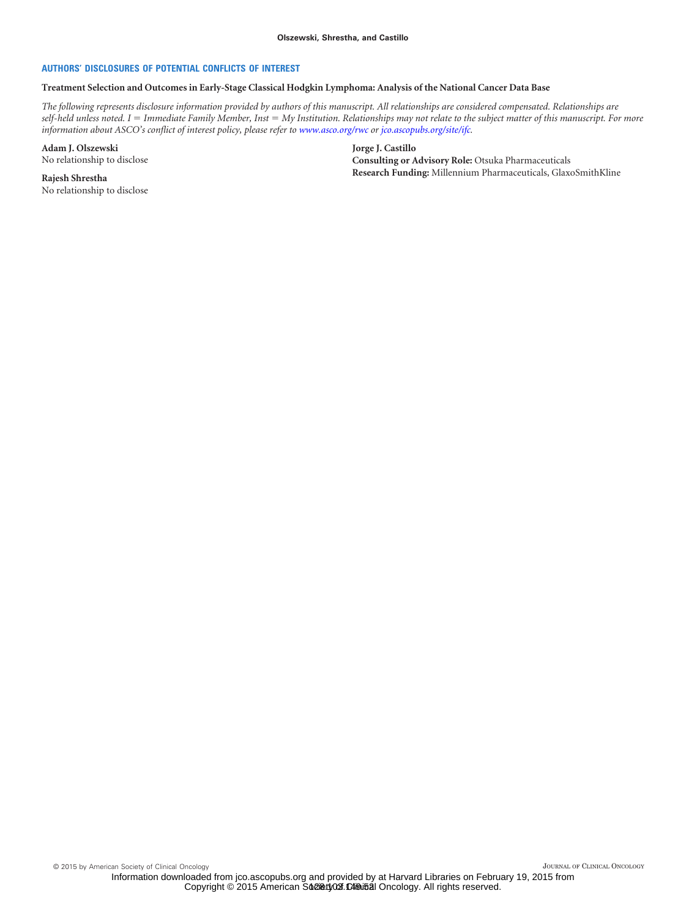## AUTHORS' DISCLOSURES OF POTENTIAL CONFLICTS OF INTEREST

**Treatment Selection and Outcomes in Early-Stage Classical Hodgkin Lymphoma: Analysis of the National Cancer Data Base**

*The following represents disclosure information provided by authors of this manuscript. All relationships are considered compensated. Relationships are self-held unless noted. I = Immediate Family Member, Inst = My Institution. Relationships may not relate to the subject matter of this manuscript. For more information about ASCO's conflict of interest policy, please refer to www.asco.org/rwc or jco.ascopubs.org/site/ifc.*

**Adam J. Olszewski**
No relationship to disclose

**Rajesh Shrestha**
No relationship to disclose

**Jorge J. Castillo**
**Consulting or Advisory Role:** Otsuka Pharmaceuticals
**Research Funding:** Millennium Pharmaceuticals, GlaxoSmithKline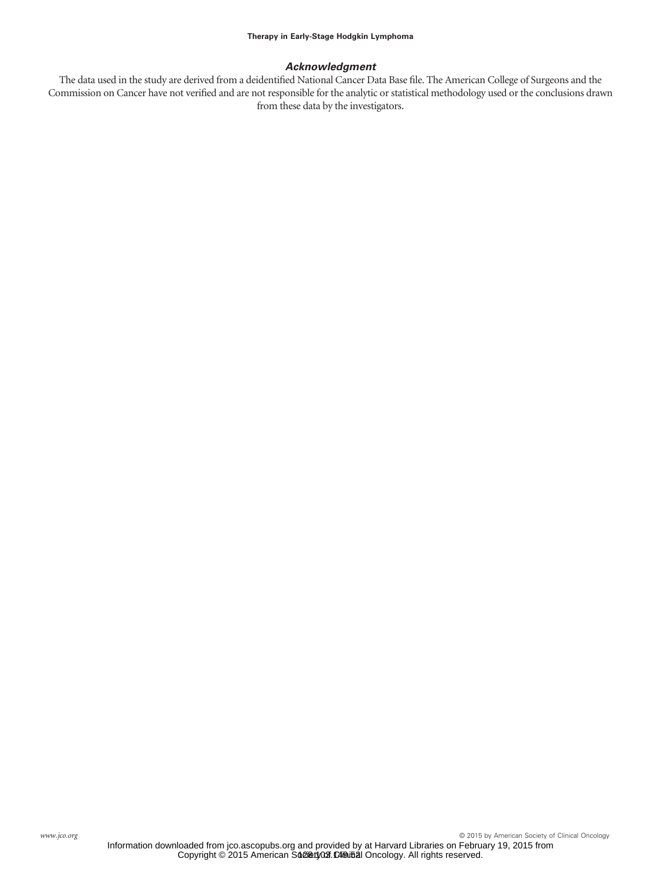### *Acknowledgment*

The data used in the study are derived from a deidentified National Cancer Data Base file. The American College of Surgeons and the Commission on Cancer have not verified and are not responsible for the analytic or statistical methodology used or the conclusions drawn from these data by the investigators.